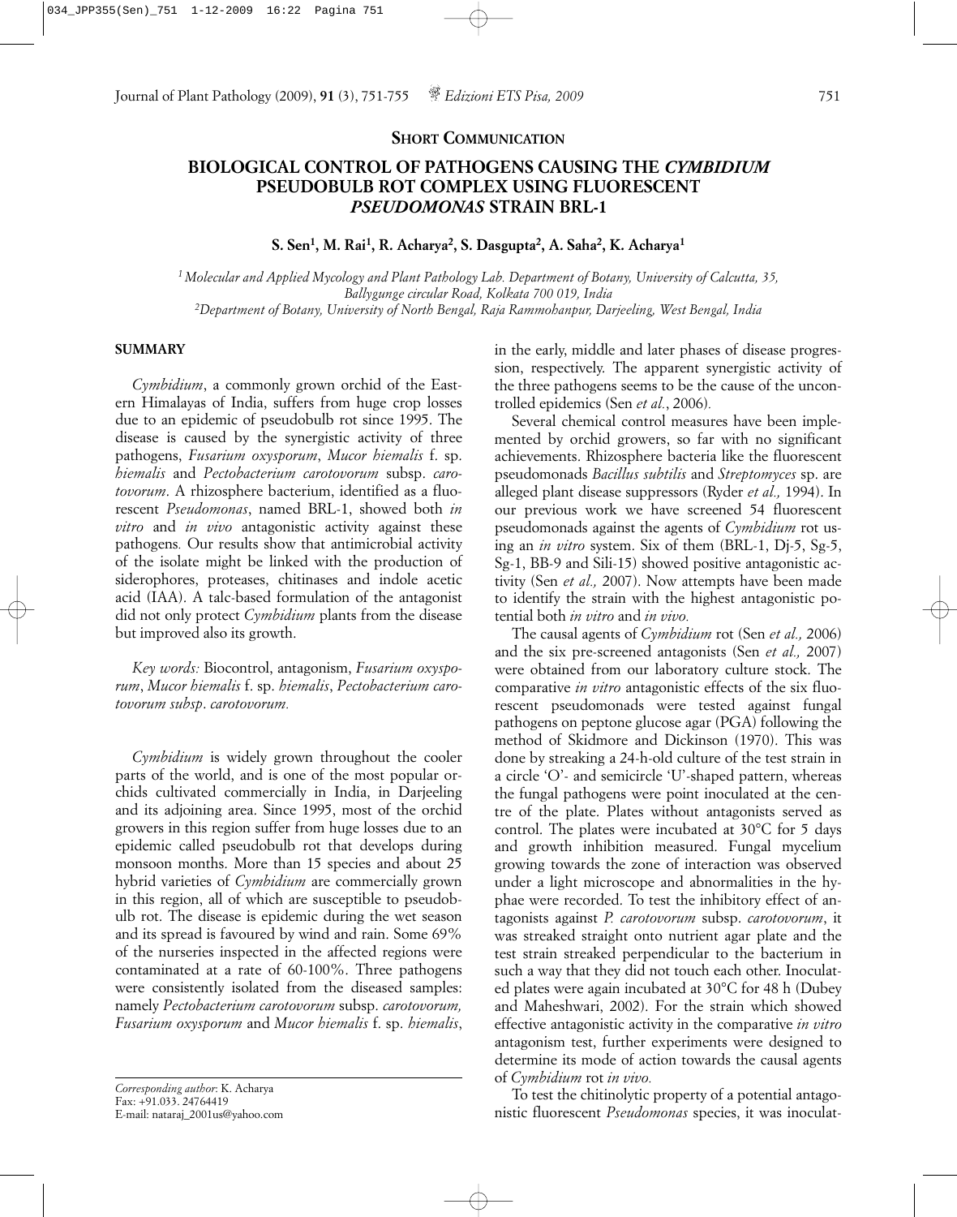**SHORT COMMUNICATION**

# BIOLOGICAL CONTROL OF PATHOGENS CAUSING THE *CYMBIDIUM* PSEUDOBULB ROT COMPLEX USING FLUORESCENT *PSEUDOMONAS* STRAIN BRL-1

**S. Sen[1], M. Rai[1], R. Acharya[2], S. Dasgupta[2], A. Saha[2], K. Acharya[1]**

*[1] Molecular and Applied Mycology and Plant Pathology Lab. Department of Botany, University of Calcutta, 35, Ballygunge circular Road, Kolkata 700 019, India*
*[2]Department of Botany, University of North Bengal, Raja Rammohanpur, Darjeeling, West Bengal, India*

## SUMMARY

*Cymbidium*, a commonly grown orchid of the Eastern Himalayas of India, suffers from huge crop losses due to an epidemic of pseudobulb rot since 1995. The disease is caused by the synergistic activity of three pathogens, *Fusarium oxysporum*, *Mucor hiemalis* f. sp. *hiemalis* and *Pectobacterium carotovorum* subsp. *carotovorum*. A rhizosphere bacterium, identified as a fluorescent *Pseudomonas*, named BRL-1, showed both *in vitro* and *in vivo* antagonistic activity against these pathogens*.* Our results show that antimicrobial activity of the isolate might be linked with the production of siderophores, proteases, chitinases and indole acetic acid (IAA). A talc-based formulation of the antagonist did not only protect *Cymbidium* plants from the disease but improved also its growth.

*Key words:* Biocontrol, antagonism, *Fusarium oxysporum*, *Mucor hiemalis* f. sp. *hiemalis*, *Pectobacterium carotovorum subsp*. *carotovorum.*

*Cymbidium* is widely grown throughout the cooler parts of the world, and is one of the most popular orchids cultivated commercially in India, in Darjeeling and its adjoining area. Since 1995, most of the orchid growers in this region suffer from huge losses due to an epidemic called pseudobulb rot that develops during monsoon months. More than 15 species and about 25 hybrid varieties of *Cymbidium* are commercially grown in this region, all of which are susceptible to pseudobulb rot. The disease is epidemic during the wet season and its spread is favoured by wind and rain. Some 69% of the nurseries inspected in the affected regions were contaminated at a rate of 60-100%. Three pathogens were consistently isolated from the diseased samples: namely *Pectobacterium carotovorum* subsp. *carotovorum, Fusarium oxysporum* and *Mucor hiemalis* f. sp. *hiemalis*, in the early, middle and later phases of disease progression, respectively. The apparent synergistic activity of the three pathogens seems to be the cause of the uncontrolled epidemics (Sen *et al.*, 2006)*.*

Several chemical control measures have been implemented by orchid growers, so far with no significant achievements. Rhizosphere bacteria like the fluorescent pseudomonads *Bacillus subtilis* and *Streptomyces* sp. are alleged plant disease suppressors (Ryder *et al.,* 1994). In our previous work we have screened 54 fluorescent pseudomonads against the agents of *Cymbidium* rot using an *in vitro* system. Six of them (BRL-1, Dj-5, Sg-5, Sg-1, BB-9 and Sili-15) showed positive antagonistic activity (Sen *et al.,* 2007). Now attempts have been made to identify the strain with the highest antagonistic potential both *in vitro* and *in vivo.*

The causal agents of *Cymbidium* rot (Sen *et al.,* 2006) and the six pre-screened antagonists (Sen *et al.,* 2007) were obtained from our laboratory culture stock. The comparative *in vitro* antagonistic effects of the six fluorescent pseudomonads were tested against fungal pathogens on peptone glucose agar (PGA) following the method of Skidmore and Dickinson (1970). This was done by streaking a 24-h-old culture of the test strain in a circle 'O'- and semicircle 'U'-shaped pattern, whereas the fungal pathogens were point inoculated at the centre of the plate. Plates without antagonists served as control. The plates were incubated at 30°C for 5 days and growth inhibition measured. Fungal mycelium growing towards the zone of interaction was observed under a light microscope and abnormalities in the hyphae were recorded. To test the inhibitory effect of antagonists against *P. carotovorum* subsp. *carotovorum*, it was streaked straight onto nutrient agar plate and the test strain streaked perpendicular to the bacterium in such a way that they did not touch each other. Inoculated plates were again incubated at 30°C for 48 h (Dubey and Maheshwari, 2002). For the strain which showed effective antagonistic activity in the comparative *in vitro* antagonism test, further experiments were designed to determine its mode of action towards the causal agents of *Cymbidium* rot *in vivo.*

To test the chitinolytic property of a potential antagonistic fluorescent *Pseudomonas* species, it was inoculat-

*Corresponding author*: K. Acharya
Fax: +91.033. 24764419
E-mail: nataraj_2001us@yahoo.com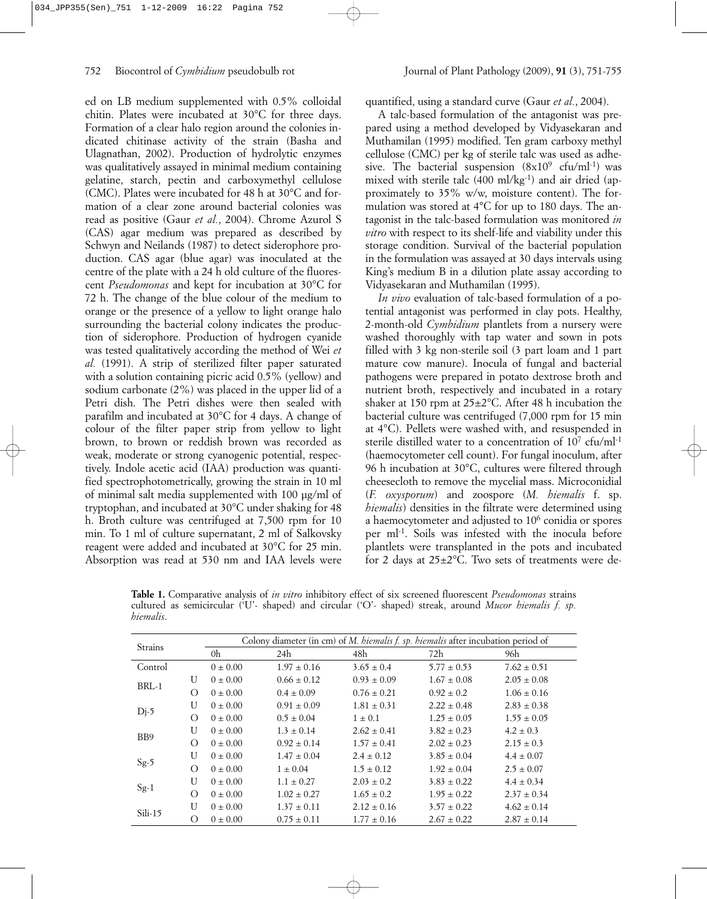ed on LB medium supplemented with 0.5% colloidal chitin. Plates were incubated at 30°C for three days. Formation of a clear halo region around the colonies indicated chitinase activity of the strain (Basha and Ulagnathan, 2002). Production of hydrolytic enzymes was qualitatively assayed in minimal medium containing gelatine, starch, pectin and carboxymethyl cellulose (CMC). Plates were incubated for 48 h at 30°C and formation of a clear zone around bacterial colonies was read as positive (Gaur *et al.*, 2004). Chrome Azurol S (CAS) agar medium was prepared as described by Schwyn and Neilands (1987) to detect siderophore production. CAS agar (blue agar) was inoculated at the centre of the plate with a 24 h old culture of the fluorescent *Pseudomonas* and kept for incubation at 30°C for 72 h. The change of the blue colour of the medium to orange or the presence of a yellow to light orange halo surrounding the bacterial colony indicates the production of siderophore. Production of hydrogen cyanide was tested qualitatively according the method of Wei *et al.* (1991). A strip of sterilized filter paper saturated with a solution containing picric acid 0.5% (yellow) and sodium carbonate (2%) was placed in the upper lid of a Petri dish. The Petri dishes were then sealed with parafilm and incubated at 30°C for 4 days. A change of colour of the filter paper strip from yellow to light brown, to brown or reddish brown was recorded as weak, moderate or strong cyanogenic potential, respectively. Indole acetic acid (IAA) production was quantified spectrophotometrically, growing the strain in 10 ml of minimal salt media supplemented with 100 µg/ml of tryptophan, and incubated at 30°C under shaking for 48 h. Broth culture was centrifuged at 7,500 rpm for 10 min. To 1 ml of culture supernatant, 2 ml of Salkovsky reagent were added and incubated at 30°C for 25 min. Absorption was read at 530 nm and IAA levels were quantified, using a standard curve (Gaur *et al.*, 2004).

A talc-based formulation of the antagonist was prepared using a method developed by Vidyasekaran and Muthamilan (1995) modified. Ten gram carboxy methyl cellulose (CMC) per kg of sterile talc was used as adhesive. The bacterial suspension ($8 \times 10^9$ cfu/ml$^{-1}$) was mixed with sterile talc (400 ml/kg$^{-1}$) and air dried (approximately to 35% w/w, moisture content). The formulation was stored at 4°C for up to 180 days. The antagonist in the talc-based formulation was monitored *in vitro* with respect to its shelf-life and viability under this storage condition. Survival of the bacterial population in the formulation was assayed at 30 days intervals using King's medium B in a dilution plate assay according to Vidyasekaran and Muthamilan (1995).

*In vivo* evaluation of talc-based formulation of a potential antagonist was performed in clay pots. Healthy, 2-month-old *Cymbidium* plantlets from a nursery were washed thoroughly with tap water and sown in pots filled with 3 kg non-sterile soil (3 part loam and 1 part mature cow manure). Inocula of fungal and bacterial pathogens were prepared in potato dextrose broth and nutrient broth, respectively and incubated in a rotary shaker at 150 rpm at 25±2°C. After 48 h incubation the bacterial culture was centrifuged (7,000 rpm for 15 min at 4°C). Pellets were washed with, and resuspended in sterile distilled water to a concentration of $10^7$ cfu/ml$^{-1}$ (haemocytometer cell count). For fungal inoculum, after 96 h incubation at 30°C, cultures were filtered through cheesecloth to remove the mycelial mass. Microconidial (*F. oxysporum*) and zoospore (*M. hiemalis* f. sp. *hiemalis*) densities in the filtrate were determined using a haemocytometer and adjusted to $10^6$ conidia or spores per ml$^{-1}$. Soils was infested with the inocula before plantlets were transplanted in the pots and incubated for 2 days at 25±2°C. Two sets of treatments were de-

**Table 1.** Comparative analysis of *in vitro* inhibitory effect of six screened fluorescent *Pseudomonas* strains cultured as semicircular ('U'- shaped) and circular ('O'- shaped) streak, around *Mucor hiemalis f. sp. hiemalis*.

| Strains | | Colony diameter (in cm) of *M. hiemalis f. sp. hiemalis* after incubation period of | | | | |
|---|---|---|---|---|---|---|
| | | 0h | 24h | 48h | 72h | 96h |
| Control | | 0 ± 0.00 | 1.97 ± 0.16 | 3.65 ± 0.4 | 5.77 ± 0.53 | 7.62 ± 0.51 |
| BRL-1 | U | 0 ± 0.00 | 0.66 ± 0.12 | 0.93 ± 0.09 | 1.67 ± 0.08 | 2.05 ± 0.08 |
| | O | 0 ± 0.00 | 0.4 ± 0.09 | 0.76 ± 0.21 | 0.92 ± 0.2 | 1.06 ± 0.16 |
| Dj-5 | U | 0 ± 0.00 | 0.91 ± 0.09 | 1.81 ± 0.31 | 2.22 ± 0.48 | 2.83 ± 0.38 |
| | O | 0 ± 0.00 | 0.5 ± 0.04 | 1 ± 0.1 | 1.25 ± 0.05 | 1.55 ± 0.05 |
| BB9 | U | 0 ± 0.00 | 1.3 ± 0.14 | 2.62 ± 0.41 | 3.82 ± 0.23 | 4.2 ± 0.3 |
| | O | 0 ± 0.00 | 0.92 ± 0.14 | 1.57 ± 0.41 | 2.02 ± 0.23 | 2.15 ± 0.3 |
| Sg-5 | U | 0 ± 0.00 | 1.47 ± 0.04 | 2.4 ± 0.12 | 3.85 ± 0.04 | 4.4 ± 0.07 |
| | O | 0 ± 0.00 | 1 ± 0.04 | 1.5 ± 0.12 | 1.92 ± 0.04 | 2.5 ± 0.07 |
| Sg-1 | U | 0 ± 0.00 | 1.1 ± 0.27 | 2.03 ± 0.2 | 3.83 ± 0.22 | 4.4 ± 0.34 |
| | O | 0 ± 0.00 | 1.02 ± 0.27 | 1.65 ± 0.2 | 1.95 ± 0.22 | 2.37 ± 0.34 |
| Sili-15 | U | 0 ± 0.00 | 1.37 ± 0.11 | 2.12 ± 0.16 | 3.57 ± 0.22 | 4.62 ± 0.14 |
| | O | 0 ± 0.00 | 0.75 ± 0.11 | 1.77 ± 0.16 | 2.67 ± 0.22 | 2.87 ± 0.14 |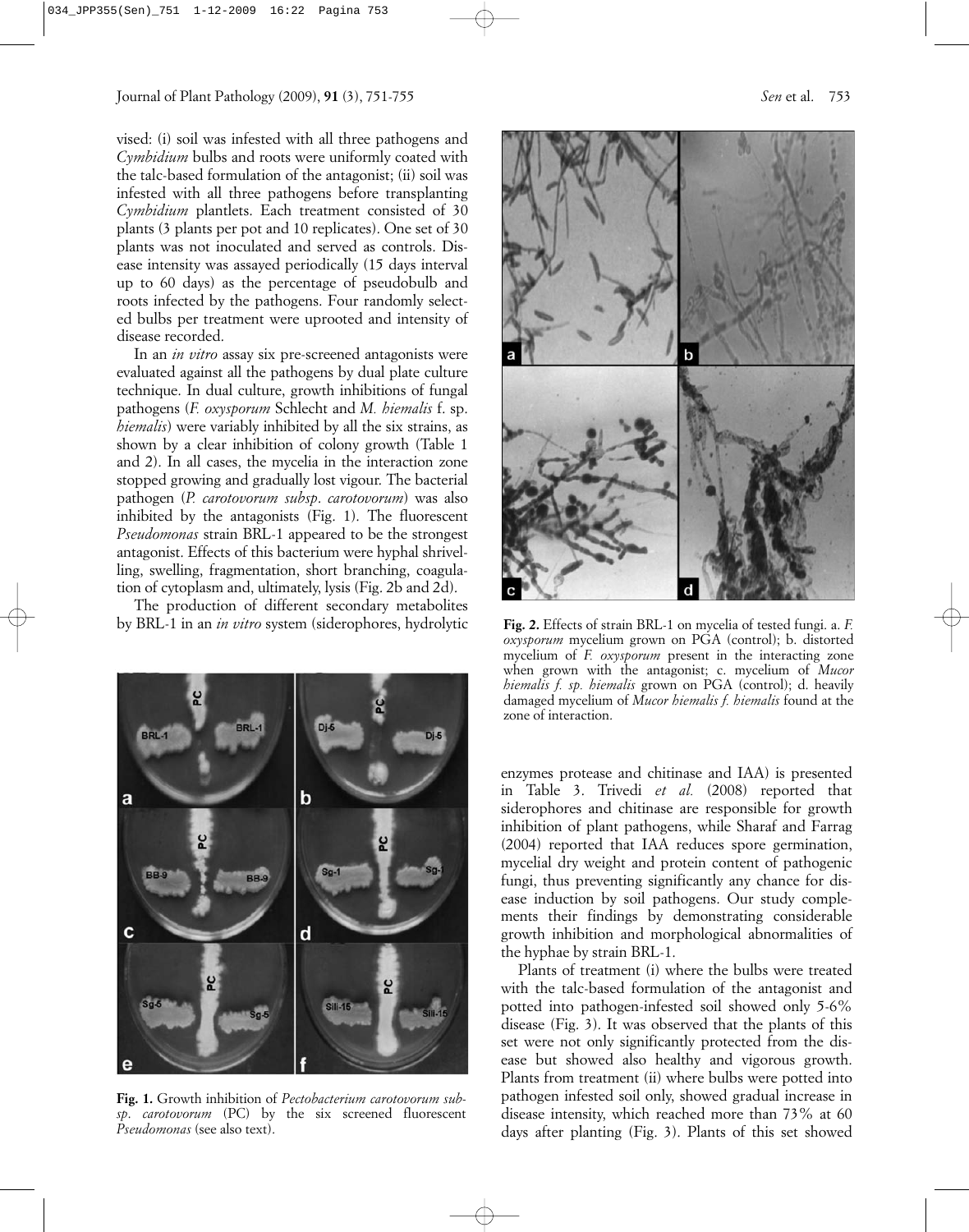vised: (i) soil was infested with all three pathogens and *Cymbidium* bulbs and roots were uniformly coated with the talc-based formulation of the antagonist; (ii) soil was infested with all three pathogens before transplanting *Cymbidium* plantlets. Each treatment consisted of 30 plants (3 plants per pot and 10 replicates). One set of 30 plants was not inoculated and served as controls. Disease intensity was assayed periodically (15 days interval up to 60 days) as the percentage of pseudobulb and roots infected by the pathogens. Four randomly selected bulbs per treatment were uprooted and intensity of disease recorded.

In an *in vitro* assay six pre-screened antagonists were evaluated against all the pathogens by dual plate culture technique. In dual culture, growth inhibitions of fungal pathogens (*F. oxysporum* Schlecht and *M. hiemalis* f. sp. *hiemalis*) were variably inhibited by all the six strains, as shown by a clear inhibition of colony growth (Table 1 and 2). In all cases, the mycelia in the interaction zone stopped growing and gradually lost vigour. The bacterial pathogen (*P. carotovorum subsp. carotovorum*) was also inhibited by the antagonists (Fig. 1). The fluorescent *Pseudomonas* strain BRL-1 appeared to be the strongest antagonist. Effects of this bacterium were hyphal shrivelling, swelling, fragmentation, short branching, coagulation of cytoplasm and, ultimately, lysis (Fig. 2b and 2d).

The production of different secondary metabolites by BRL-1 in an *in vitro* system (siderophores, hydrolytic enzymes protease and chitinase and IAA) is presented in Table 3. Trivedi *et al.* (2008) reported that siderophores and chitinase are responsible for growth inhibition of plant pathogens, while Sharaf and Farrag (2004) reported that IAA reduces spore germination, mycelial dry weight and protein content of pathogenic fungi, thus preventing significantly any chance for disease induction by soil pathogens. Our study complements their findings by demonstrating considerable growth inhibition and morphological abnormalities of the hyphae by strain BRL-1.

**Fig. 1.** Growth inhibition of *Pectobacterium carotovorum subsp. carotovorum* (PC) by the six screened fluorescent *Pseudomonas* (see also text).

**Fig. 2.** Effects of strain BRL-1 on mycelia of tested fungi. a. *F. oxysporum* mycelium grown on PGA (control); b. distorted mycelium of *F. oxysporum* present in the interacting zone when grown with the antagonist; c. mycelium of *Mucor hiemalis f. sp. hiemalis* grown on PGA (control); d. heavily damaged mycelium of *Mucor hiemalis f. hiemalis* found at the zone of interaction.

Plants of treatment (i) where the bulbs were treated with the talc-based formulation of the antagonist and potted into pathogen-infested soil showed only 5-6% disease (Fig. 3). It was observed that the plants of this set were not only significantly protected from the disease but showed also healthy and vigorous growth. Plants from treatment (ii) where bulbs were potted into pathogen infested soil only, showed gradual increase in disease intensity, which reached more than 73% at 60 days after planting (Fig. 3). Plants of this set showed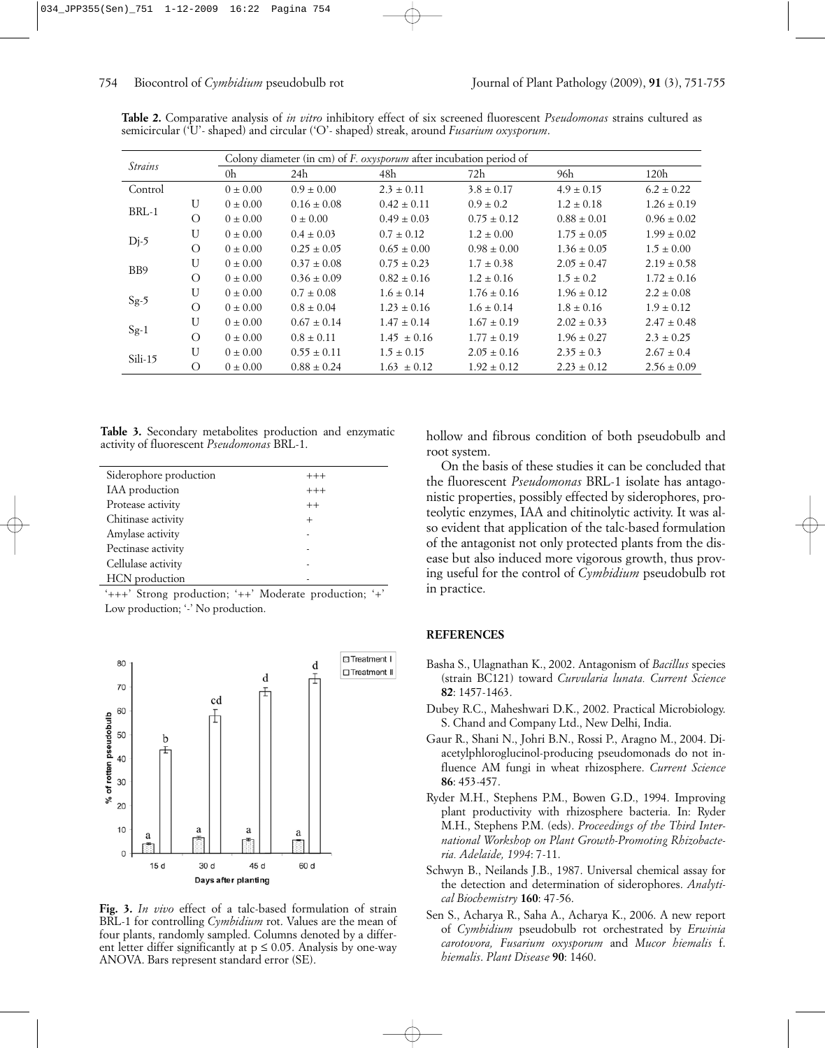**Table 2.** Comparative analysis of *in vitro* inhibitory effect of six screened fluorescent *Pseudomonas* strains cultured as semicircular ('U'- shaped) and circular ('O'- shaped) streak, around *Fusarium oxysporum*.

| *Strains* | | Colony diameter (in cm) of *F. oxysporum* after incubation period of | | | | | |
|---|---|---|---|---|---|---|---|
| | | 0h | 24h | 48h | 72h | 96h | 120h |
| Control | | 0 ± 0.00 | 0.9 ± 0.00 | 2.3 ± 0.11 | 3.8 ± 0.17 | 4.9 ± 0.15 | 6.2 ± 0.22 |
| BRL-1 | U | 0 ± 0.00 | 0.16 ± 0.08 | 0.42 ± 0.11 | 0.9 ± 0.2 | 1.2 ± 0.18 | 1.26 ± 0.19 |
| | O | 0 ± 0.00 | 0 ± 0.00 | 0.49 ± 0.03 | 0.75 ± 0.12 | 0.88 ± 0.01 | 0.96 ± 0.02 |
| Dj-5 | U | 0 ± 0.00 | 0.4 ± 0.03 | 0.7 ± 0.12 | 1.2 ± 0.00 | 1.75 ± 0.05 | 1.99 ± 0.02 |
| | O | 0 ± 0.00 | 0.25 ± 0.05 | 0.65 ± 0.00 | 0.98 ± 0.00 | 1.36 ± 0.05 | 1.5 ± 0.00 |
| BB9 | U | 0 ± 0.00 | 0.37 ± 0.08 | 0.75 ± 0.23 | 1.7 ± 0.38 | 2.05 ± 0.47 | 2.19 ± 0.58 |
| | O | 0 ± 0.00 | 0.36 ± 0.09 | 0.82 ± 0.16 | 1.2 ± 0.16 | 1.5 ± 0.2 | 1.72 ± 0.16 |
| Sg-5 | U | 0 ± 0.00 | 0.7 ± 0.08 | 1.6 ± 0.14 | 1.76 ± 0.16 | 1.96 ± 0.12 | 2.2 ± 0.08 |
| | O | 0 ± 0.00 | 0.8 ± 0.04 | 1.23 ± 0.16 | 1.6 ± 0.14 | 1.8 ± 0.16 | 1.9 ± 0.12 |
| Sg-1 | U | 0 ± 0.00 | 0.67 ± 0.14 | 1.47 ± 0.14 | 1.67 ± 0.19 | 2.02 ± 0.33 | 2.47 ± 0.48 |
| | O | 0 ± 0.00 | 0.8 ± 0.11 | 1.45 ± 0.16 | 1.77 ± 0.19 | 1.96 ± 0.27 | 2.3 ± 0.25 |
| Sili-15 | U | 0 ± 0.00 | 0.55 ± 0.11 | 1.5 ± 0.15 | 2.05 ± 0.16 | 2.35 ± 0.3 | 2.67 ± 0.4 |
| | O | 0 ± 0.00 | 0.88 ± 0.24 | 1.63 ± 0.12 | 1.92 ± 0.12 | 2.23 ± 0.12 | 2.56 ± 0.09 |

**Table 3.** Secondary metabolites production and enzymatic activity of fluorescent *Pseudomonas* BRL-1.

| | |
|---|---|
| Siderophore production | +++ |
| IAA production | +++ |
| Protease activity | ++ |
| Chitinase activity | + |
| Amylase activity | - |
| Pectinase activity | - |
| Cellulase activity | - |
| HCN production | - |

'+++' Strong production; '++' Moderate production; '+' Low production; '-' No production.

**Fig. 3.** *In vivo* effect of a talc-based formulation of strain BRL-1 for controlling *Cymbidium* rot. Values are the mean of four plants, randomly sampled. Columns denoted by a different letter differ significantly at $p \leq 0.05$. Analysis by one-way ANOVA. Bars represent standard error (SE).

hollow and fibrous condition of both pseudobulb and root system.

On the basis of these studies it can be concluded that the fluorescent *Pseudomonas* BRL-1 isolate has antagonistic properties, possibly effected by siderophores, proteolytic enzymes, IAA and chitinolytic activity. It was also evident that application of the talc-based formulation of the antagonist not only protected plants from the disease but also induced more vigorous growth, thus proving useful for the control of *Cymbidium* pseudobulb rot in practice.

## REFERENCES

Basha S., Ulagnathan K., 2002. Antagonism of *Bacillus* species (strain BC121) toward *Curvularia lunata. Current Science* **82**: 1457-1463.

Dubey R.C., Maheshwari D.K., 2002. Practical Microbiology. S. Chand and Company Ltd., New Delhi, India.

Gaur R., Shani N., Johri B.N., Rossi P., Aragno M., 2004. Diacetylphloroglucinol-producing pseudomonads do not influence AM fungi in wheat rhizosphere. *Current Science* **86**: 453-457.

Ryder M.H., Stephens P.M., Bowen G.D., 1994. Improving plant productivity with rhizosphere bacteria. In: Ryder M.H., Stephens P.M. (eds). *Proceedings of the Third International Workshop on Plant Growth-Promoting Rhizobacteria. Adelaide, 1994*: 7-11.

Schwyn B., Neilands J.B., 1987. Universal chemical assay for the detection and determination of siderophores. *Analytical Biochemistry* **160**: 47-56.

Sen S., Acharya R., Saha A., Acharya K., 2006. A new report of *Cymbidium* pseudobulb rot orchestrated by *Erwinia carotovora, Fusarium oxysporum* and *Mucor hiemalis* f. *hiemalis*. *Plant Disease* **90**: 1460.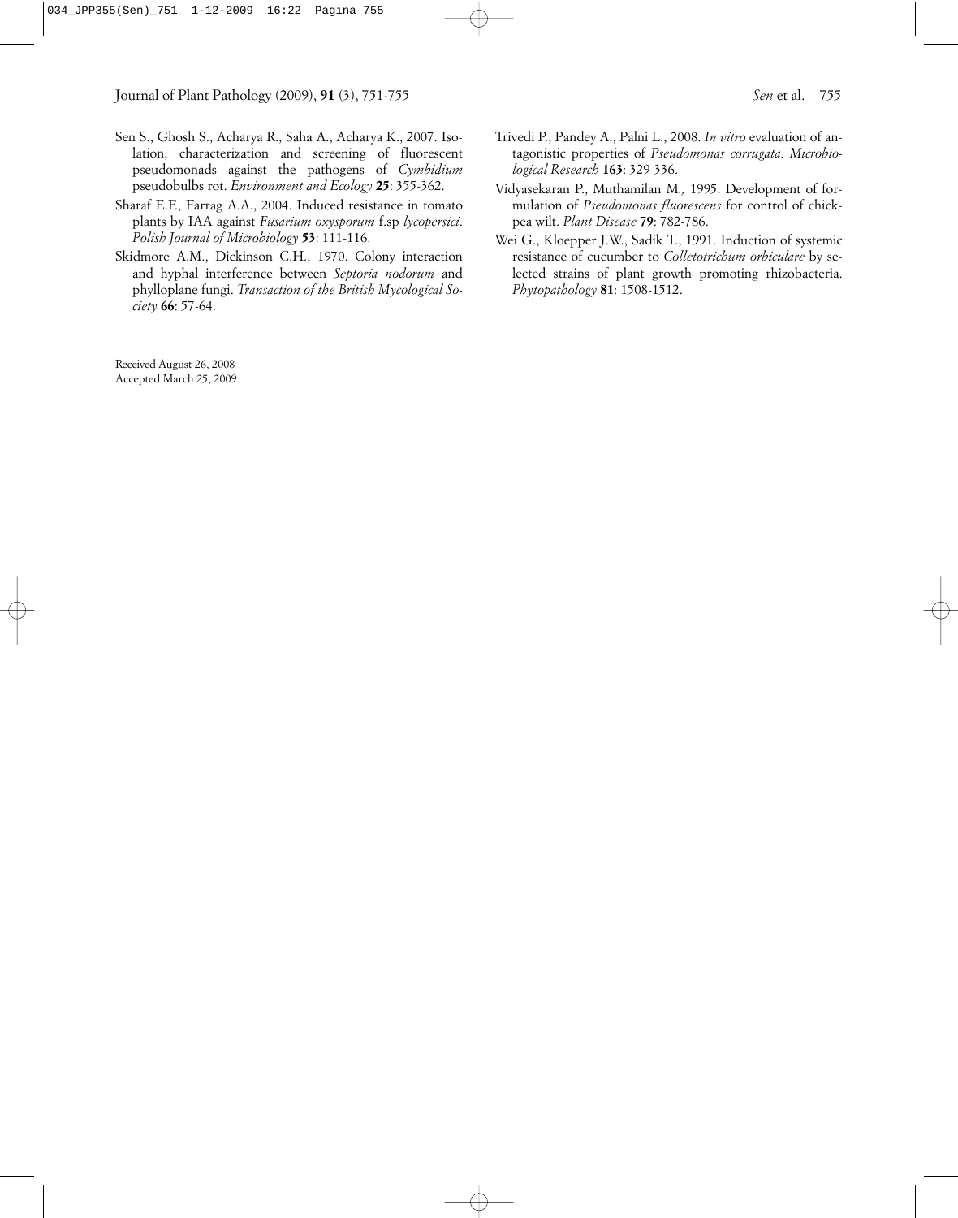Sen S., Ghosh S., Acharya R., Saha A., Acharya K., 2007. Isolation, characterization and screening of fluorescent pseudomonads against the pathogens of *Cymbidium* pseudobulbs rot. *Environment and Ecology* **25**: 355-362.

Sharaf E.F., Farrag A.A., 2004. Induced resistance in tomato plants by IAA against *Fusarium oxysporum* f.sp *lycopersici*. *Polish Journal of Microbiology* **53**: 111-116.

Skidmore A.M., Dickinson C.H., 1970. Colony interaction and hyphal interference between *Septoria nodorum* and phylloplane fungi. *Transaction of the British Mycological Society* **66**: 57-64.

Trivedi P., Pandey A., Palni L., 2008. *In vitro* evaluation of antagonistic properties of *Pseudomonas corrugata. Microbiological Research* **163**: 329-336.

Vidyasekaran P., Muthamilan M., 1995. Development of formulation of *Pseudomonas fluorescens* for control of chickpea wilt. *Plant Disease* **79**: 782-786.

Wei G., Kloepper J.W., Sadik T., 1991. Induction of systemic resistance of cucumber to *Colletotrichum orbiculare* by selected strains of plant growth promoting rhizobacteria. *Phytopathology* **81**: 1508-1512.

Received August 26, 2008
Accepted March 25, 2009